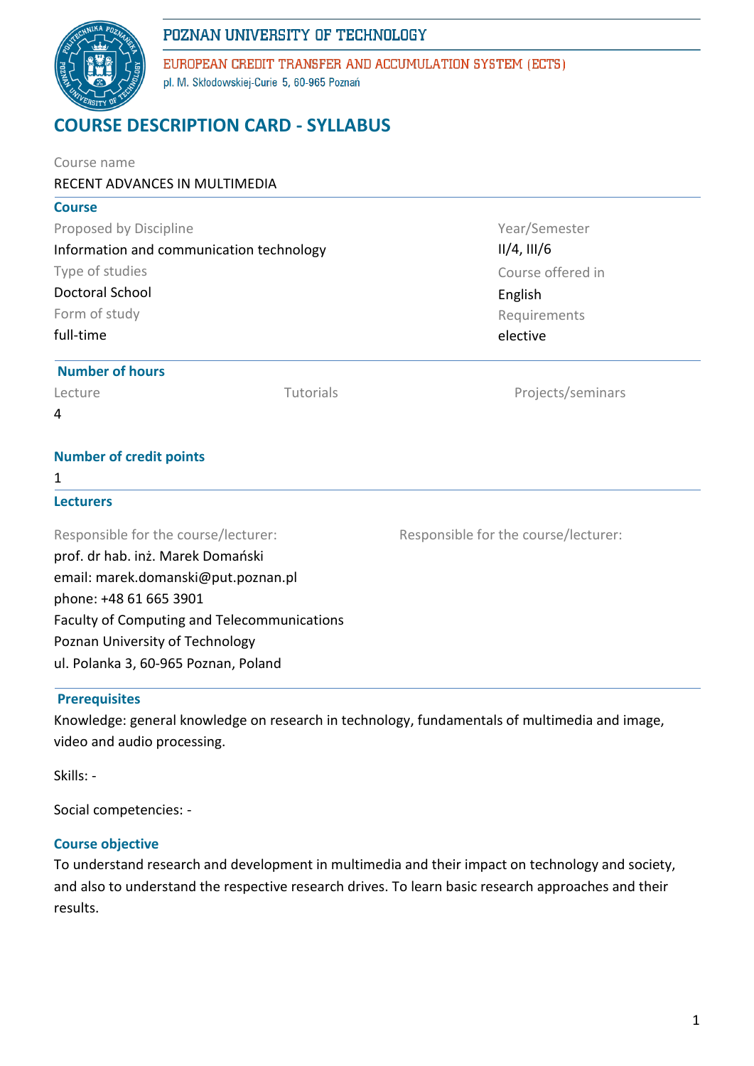POZNAN UNIVERSITY OF TECHNOLOGY

EUROPEAN CREDIT TRANSFER AND ACCUMULATION SYSTEM (ECTS)

pl. M. Skłodowskiej-Curie 5, 60-965 Poznań

# COURSE DESCRIPTION CARD - SYLLABUS

Course name

RECENT ADVANCES IN MULTIMEDIA

## Course

| Proposed by Discipline | Year/Semester |
|---|---|
| Information and communication technology | II/4, III/6 |
| **Type of studies** | **Course offered in** |
| Doctoral School | English |
| **Form of study** | **Requirements** |
| full-time | elective |

## Number of hours

| Lecture | Tutorials | Projects/seminars |
|---|---|---|
| 4 | | |

## Number of credit points

1

## Lecturers

Responsible for the course/lecturer:

prof. dr hab. inż. Marek Domański
email: marek.domanski@put.poznan.pl
phone: +48 61 665 3901
Faculty of Computing and Telecommunications
Poznan University of Technology
ul. Polanka 3, 60-965 Poznan, Poland

Responsible for the course/lecturer:

## Prerequisites

Knowledge: general knowledge on research in technology, fundamentals of multimedia and image, video and audio processing.

Skills: -

Social competencies: -

## Course objective

To understand research and development in multimedia and their impact on technology and society, and also to understand the respective research drives. To learn basic research approaches and their results.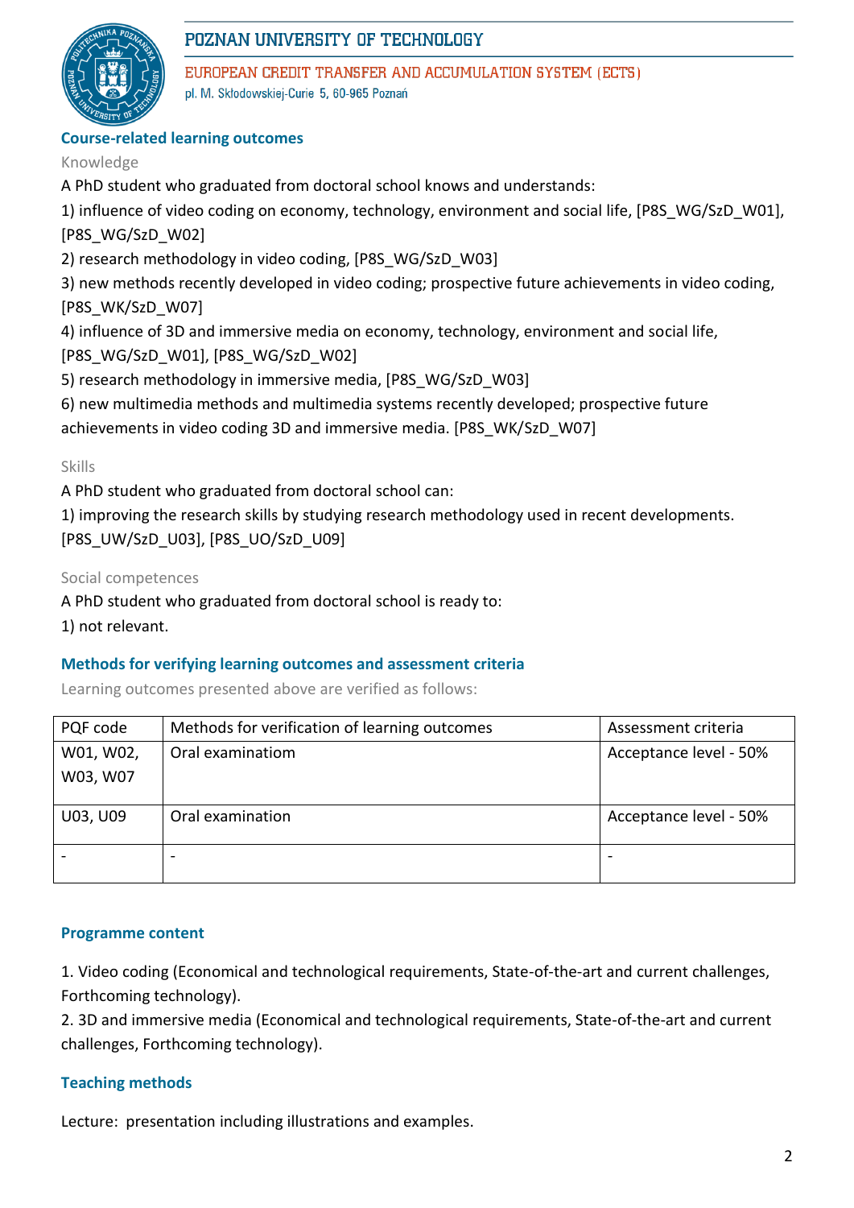## Course-related learning outcomes

Knowledge

A PhD student who graduated from doctoral school knows and understands:

1) influence of video coding on economy, technology, environment and social life, [P8S_WG/SzD_W01], [P8S_WG/SzD_W02]

2) research methodology in video coding, [P8S_WG/SzD_W03]

3) new methods recently developed in video coding; prospective future achievements in video coding, [P8S_WK/SzD_W07]

4) influence of 3D and immersive media on economy, technology, environment and social life, [P8S_WG/SzD_W01], [P8S_WG/SzD_W02]

5) research methodology in immersive media, [P8S_WG/SzD_W03]

6) new multimedia methods and multimedia systems recently developed; prospective future achievements in video coding 3D and immersive media. [P8S_WK/SzD_W07]

Skills

A PhD student who graduated from doctoral school can:

1) improving the research skills by studying research methodology used in recent developments. [P8S_UW/SzD_U03], [P8S_UO/SzD_U09]

Social competences

A PhD student who graduated from doctoral school is ready to:

1) not relevant.

## Methods for verifying learning outcomes and assessment criteria

Learning outcomes presented above are verified as follows:

| PQF code | Methods for verification of learning outcomes | Assessment criteria |
|---|---|---|
| W01, W02, W03, W07 | Oral examinatiom | Acceptance level - 50% |
| U03, U09 | Oral examination | Acceptance level - 50% |
| - | - | - |

## Programme content

1. Video coding (Economical and technological requirements, State-of-the-art and current challenges, Forthcoming technology).
2. 3D and immersive media (Economical and technological requirements, State-of-the-art and current challenges, Forthcoming technology).

## Teaching methods

Lecture: presentation including illustrations and examples.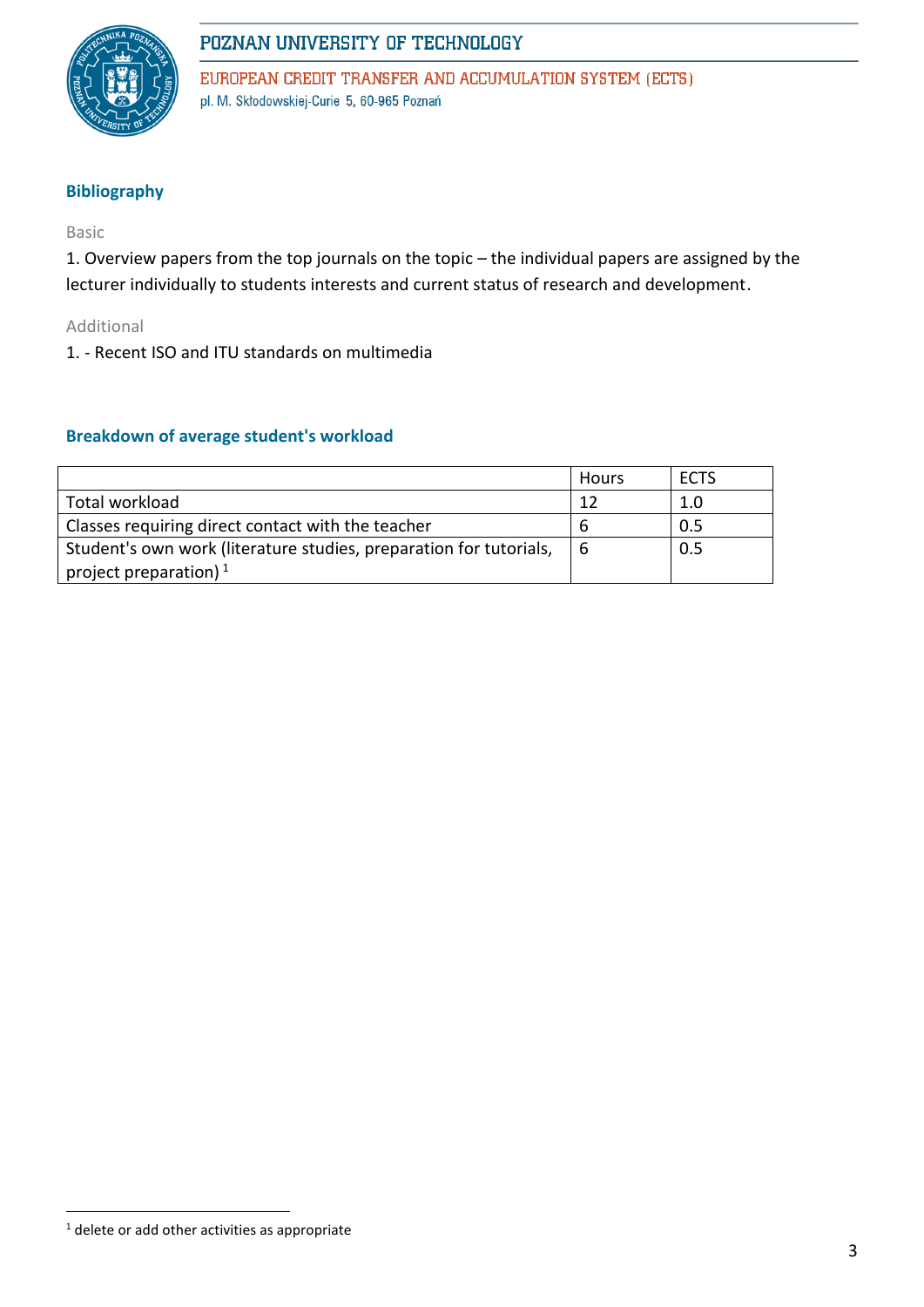## Bibliography

Basic

1. Overview papers from the top journals on the topic – the individual papers are assigned by the lecturer individually to students interests and current status of research and development.

Additional

1. - Recent ISO and ITU standards on multimedia

## Breakdown of average student's workload

| | Hours | ECTS |
|---|---|---|
| Total workload | 12 | 1.0 |
| Classes requiring direct contact with the teacher | 6 | 0.5 |
| Student's own work (literature studies, preparation for tutorials, project preparation) [1] | 6 | 0.5 |

[1] delete or add other activities as appropriate